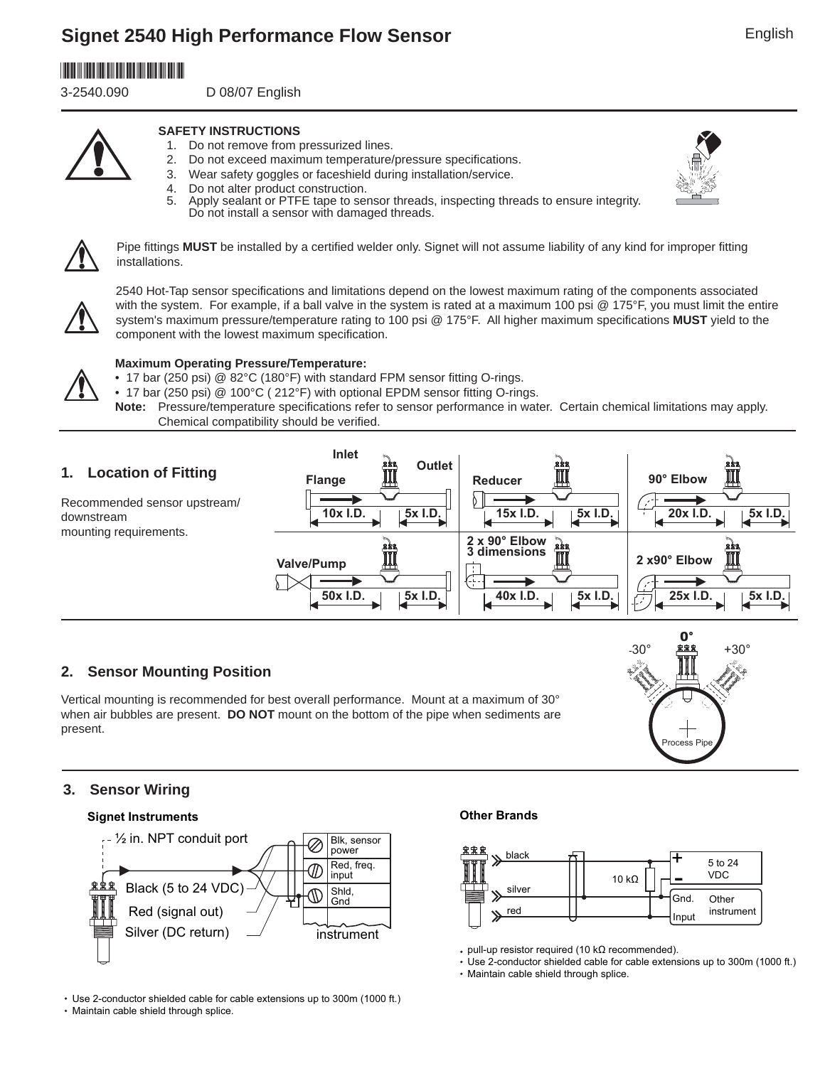# Signet 2540 High Performance Flow Sensor

English

3-2540.090 D 08/07 English

**SAFETY INSTRUCTIONS**

1. Do not remove from pressurized lines.
2. Do not exceed maximum temperature/pressure specifications.
3. Wear safety goggles or faceshield during installation/service.
4. Do not alter product construction.
5. Apply sealant or PTFE tape to sensor threads, inspecting threads to ensure integrity. Do not install a sensor with damaged threads.

Pipe fittings **MUST** be installed by a certified welder only. Signet will not assume liability of any kind for improper fitting installations.

2540 Hot-Tap sensor specifications and limitations depend on the lowest maximum rating of the components associated with the system. For example, if a ball valve in the system is rated at a maximum 100 psi @ 175°F, you must limit the entire system's maximum pressure/temperature rating to 100 psi @ 175°F. All higher maximum specifications **MUST** yield to the component with the lowest maximum specification.

**Maximum Operating Pressure/Temperature:**

- 17 bar (250 psi) @ 82°C (180°F) with standard FPM sensor fitting O-rings.
- 17 bar (250 psi) @ 100°C ( 212°F) with optional EPDM sensor fitting O-rings.

**Note:** Pressure/temperature specifications refer to sensor performance in water. Certain chemical limitations may apply. Chemical compatibility should be verified.

## 1. Location of Fitting

Recommended sensor upstream/ downstream mounting requirements.

| Configuration | Upstream | Downstream |
|---|---|---|
| Flange | 10x I.D. | 5x I.D. |
| Reducer | 15x I.D. | 5x I.D. |
| 90° Elbow | 20x I.D. | 5x I.D. |
| Valve/Pump | 50x I.D. | 5x I.D. |
| 2 x 90° Elbow 3 dimensions | 40x I.D. | 5x I.D. |
| 2 x90° Elbow | 25x I.D. | 5x I.D. |

## 2. Sensor Mounting Position

Vertical mounting is recommended for best overall performance. Mount at a maximum of 30° when air bubbles are present. **DO NOT** mount on the bottom of the pipe when sediments are present.

-30° 0° +30°

Process Pipe

## 3. Sensor Wiring

**Signet Instruments**

½ in. NPT conduit port

Black (5 to 24 VDC) — Blk, sensor power

Red (signal out) — Red, freq. input

Silver (DC return) — Shld, Gnd

instrument

- Use 2-conductor shielded cable for cable extensions up to 300m (1000 ft.)
- Maintain cable shield through splice.

**Other Brands**

black — + 5 to 24 VDC

silver — - / Gnd.

red — Input

10 kΩ

Other instrument

- pull-up resistor required (10 kΩ recommended).
- Use 2-conductor shielded cable for cable extensions up to 300m (1000 ft.)
- Maintain cable shield through splice.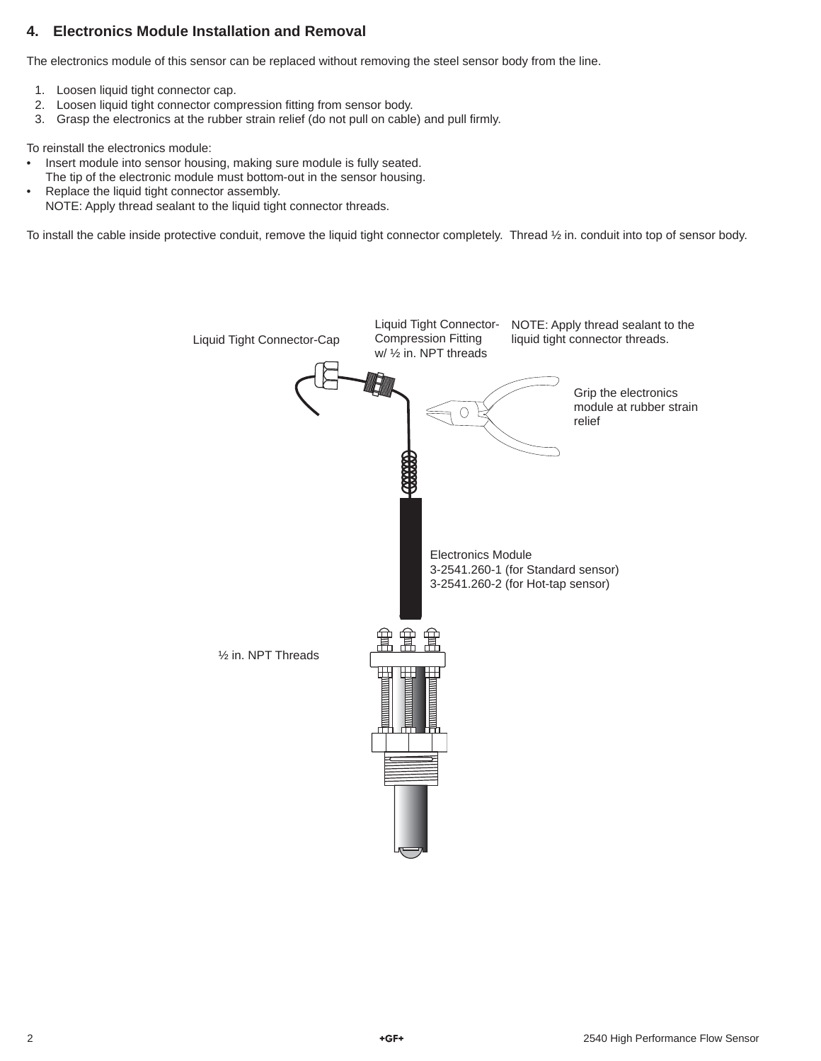## 4. Electronics Module Installation and Removal

The electronics module of this sensor can be replaced without removing the steel sensor body from the line.

1. Loosen liquid tight connector cap.
2. Loosen liquid tight connector compression fitting from sensor body.
3. Grasp the electronics at the rubber strain relief (do not pull on cable) and pull firmly.

To reinstall the electronics module:

- Insert module into sensor housing, making sure module is fully seated.
  The tip of the electronic module must bottom-out in the sensor housing.
- Replace the liquid tight connector assembly.
  NOTE: Apply thread sealant to the liquid tight connector threads.

To install the cable inside protective conduit, remove the liquid tight connector completely. Thread ½ in. conduit into top of sensor body.

Liquid Tight Connector-Cap

Liquid Tight Connector-Compression Fitting w/ ½ in. NPT threads

NOTE: Apply thread sealant to the liquid tight connector threads.

Grip the electronics module at rubber strain relief

Electronics Module
3-2541.260-1 (for Standard sensor)
3-2541.260-2 (for Hot-tap sensor)

½ in. NPT Threads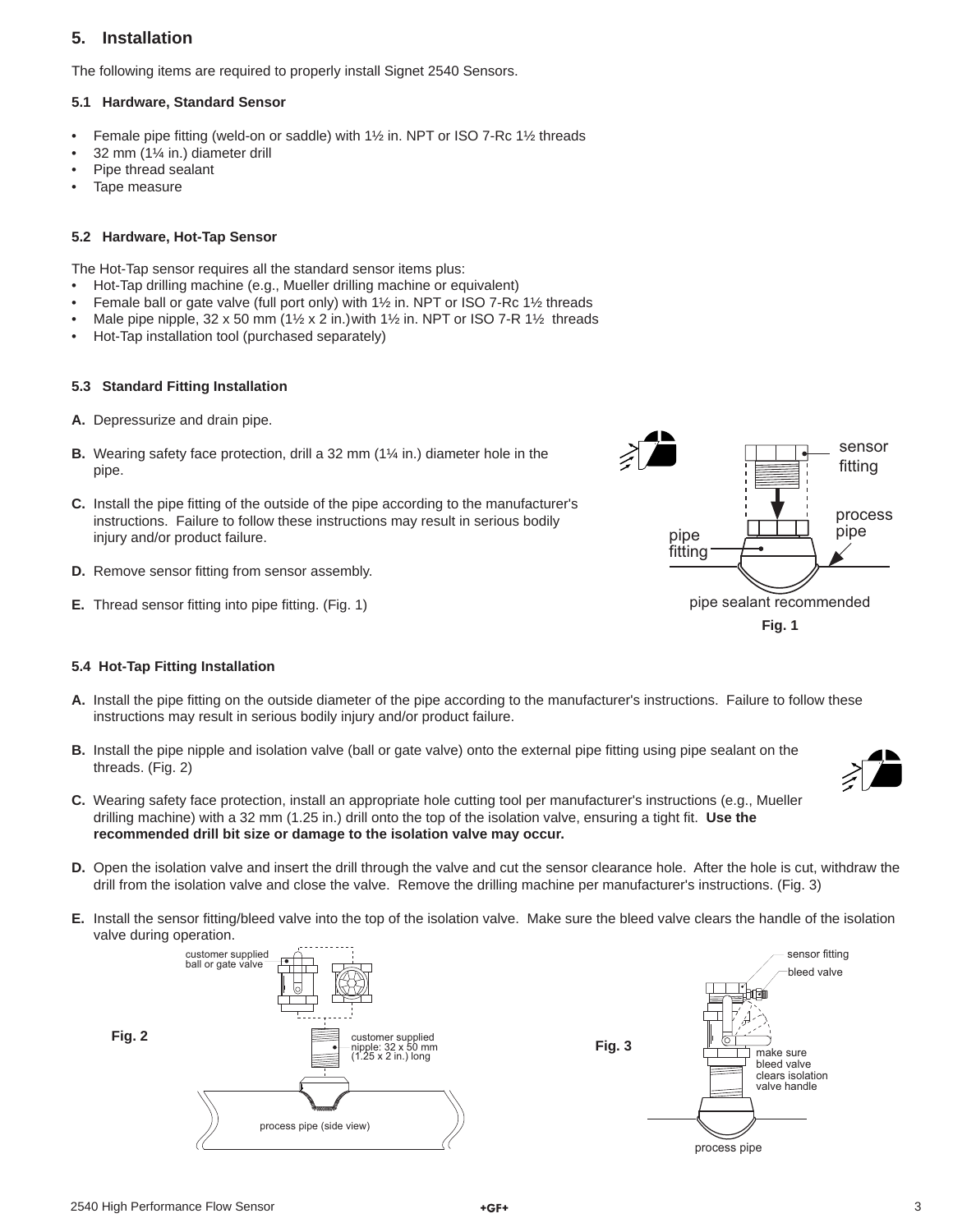## 5. Installation

The following items are required to properly install Signet 2540 Sensors.

### 5.1 Hardware, Standard Sensor

- Female pipe fitting (weld-on or saddle) with 1½ in. NPT or ISO 7-Rc 1½ threads
- 32 mm (1¼ in.) diameter drill
- Pipe thread sealant
- Tape measure

### 5.2 Hardware, Hot-Tap Sensor

The Hot-Tap sensor requires all the standard sensor items plus:

- Hot-Tap drilling machine (e.g., Mueller drilling machine or equivalent)
- Female ball or gate valve (full port only) with 1½ in. NPT or ISO 7-Rc 1½ threads
- Male pipe nipple, 32 x 50 mm (1½ x 2 in.)with 1½ in. NPT or ISO 7-R 1½ threads
- Hot-Tap installation tool (purchased separately)

### 5.3 Standard Fitting Installation

**A.** Depressurize and drain pipe.

**B.** Wearing safety face protection, drill a 32 mm (1¼ in.) diameter hole in the pipe.

**C.** Install the pipe fitting of the outside of the pipe according to the manufacturer's instructions. Failure to follow these instructions may result in serious bodily injury and/or product failure.

**D.** Remove sensor fitting from sensor assembly.

**E.** Thread sensor fitting into pipe fitting. (Fig. 1)

sensor fitting, process pipe, pipe fitting, pipe sealant recommended

**Fig. 1**

### 5.4 Hot-Tap Fitting Installation

**A.** Install the pipe fitting on the outside diameter of the pipe according to the manufacturer's instructions. Failure to follow these instructions may result in serious bodily injury and/or product failure.

**B.** Install the pipe nipple and isolation valve (ball or gate valve) onto the external pipe fitting using pipe sealant on the threads. (Fig. 2)

**C.** Wearing safety face protection, install an appropriate hole cutting tool per manufacturer's instructions (e.g., Mueller drilling machine) with a 32 mm (1.25 in.) drill onto the top of the isolation valve, ensuring a tight fit. **Use the recommended drill bit size or damage to the isolation valve may occur.**

**D.** Open the isolation valve and insert the drill through the valve and cut the sensor clearance hole. After the hole is cut, withdraw the drill from the isolation valve and close the valve. Remove the drilling machine per manufacturer's instructions. (Fig. 3)

**E.** Install the sensor fitting/bleed valve into the top of the isolation valve. Make sure the bleed valve clears the handle of the isolation valve during operation.

customer supplied ball or gate valve, customer supplied nipple: 32 x 50 mm (1.25 x 2 in.) long, process pipe (side view)

**Fig. 2**

sensor fitting, bleed valve, make sure bleed valve clears isolation valve handle, process pipe

**Fig. 3**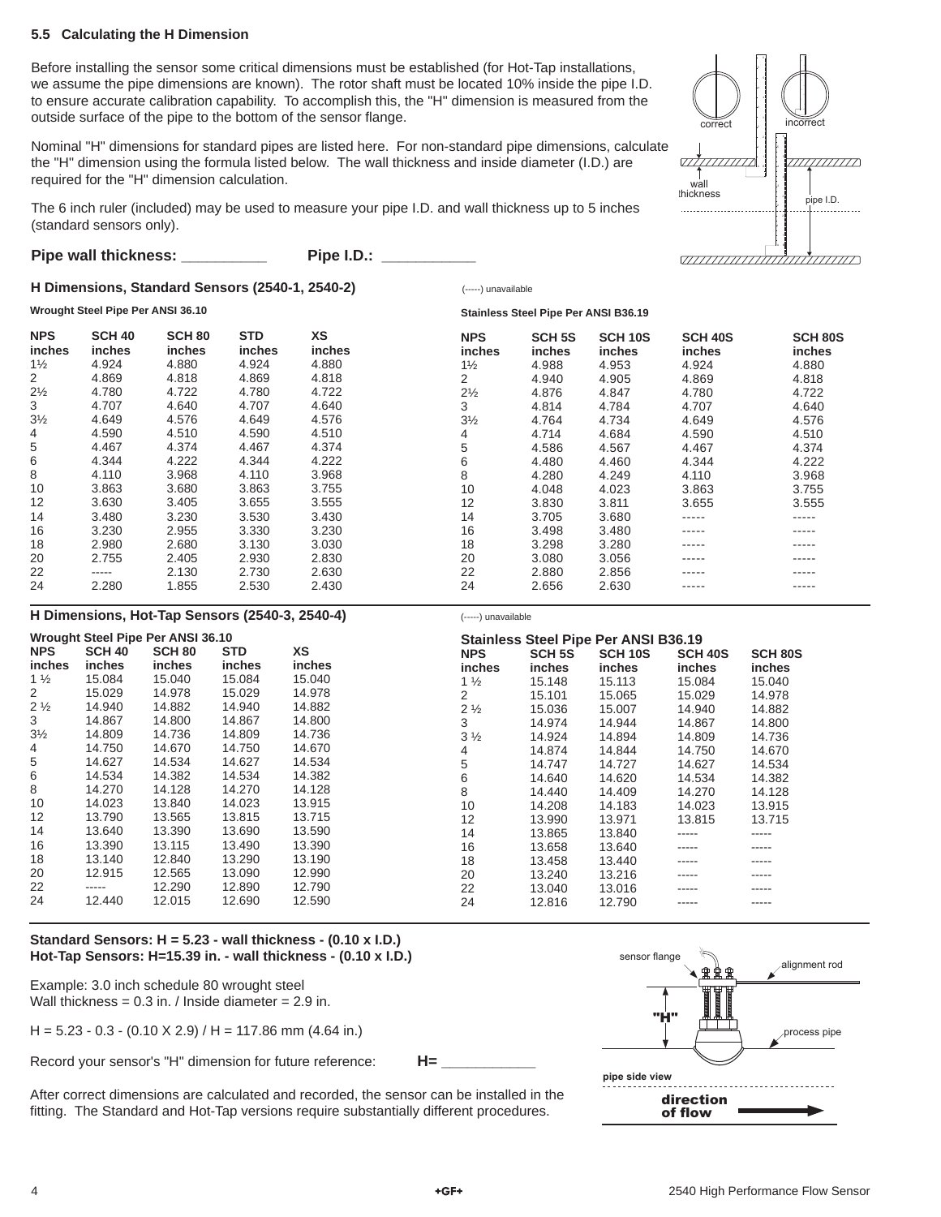### 5.5 Calculating the H Dimension

Before installing the sensor some critical dimensions must be established (for Hot-Tap installations, we assume the pipe dimensions are known). The rotor shaft must be located 10% inside the pipe I.D. to ensure accurate calibration capability. To accomplish this, the "H" dimension is measured from the outside surface of the pipe to the bottom of the sensor flange.

Nominal "H" dimensions for standard pipes are listed here. For non-standard pipe dimensions, calculate the "H" dimension using the formula listed below. The wall thickness and inside diameter (I.D.) are required for the "H" dimension calculation.

The 6 inch ruler (included) may be used to measure your pipe I.D. and wall thickness up to 5 inches (standard sensors only).

correct | incorrect | wall thickness | pipe I.D.

**Pipe wall thickness: __________ Pipe I.D.: ___________**

### H Dimensions, Standard Sensors (2540-1, 2540-2)

(-----) unavailable

**Wrought Steel Pipe Per ANSI 36.10**

| NPS inches | SCH 40 inches | SCH 80 inches | STD inches | XS inches |
|---|---|---|---|---|
| 1½ | 4.924 | 4.880 | 4.924 | 4.880 |
| 2 | 4.869 | 4.818 | 4.869 | 4.818 |
| 2½ | 4.780 | 4.722 | 4.780 | 4.722 |
| 3 | 4.707 | 4.640 | 4.707 | 4.640 |
| 3½ | 4.649 | 4.576 | 4.649 | 4.576 |
| 4 | 4.590 | 4.510 | 4.590 | 4.510 |
| 5 | 4.467 | 4.374 | 4.467 | 4.374 |
| 6 | 4.344 | 4.222 | 4.344 | 4.222 |
| 8 | 4.110 | 3.968 | 4.110 | 3.968 |
| 10 | 3.863 | 3.680 | 3.863 | 3.755 |
| 12 | 3.630 | 3.405 | 3.655 | 3.555 |
| 14 | 3.480 | 3.230 | 3.530 | 3.430 |
| 16 | 3.230 | 2.955 | 3.330 | 3.230 |
| 18 | 2.980 | 2.680 | 3.130 | 3.030 |
| 20 | 2.755 | 2.405 | 2.930 | 2.830 |
| 22 | ----- | 2.130 | 2.730 | 2.630 |
| 24 | 2.280 | 1.855 | 2.530 | 2.430 |

**Stainless Steel Pipe Per ANSI B36.19**

| NPS inches | SCH 5S inches | SCH 10S inches | SCH 40S inches | SCH 80S inches |
|---|---|---|---|---|
| 1½ | 4.988 | 4.953 | 4.924 | 4.880 |
| 2 | 4.940 | 4.905 | 4.869 | 4.818 |
| 2½ | 4.876 | 4.847 | 4.780 | 4.722 |
| 3 | 4.814 | 4.784 | 4.707 | 4.640 |
| 3½ | 4.764 | 4.734 | 4.649 | 4.576 |
| 4 | 4.714 | 4.684 | 4.590 | 4.510 |
| 5 | 4.586 | 4.567 | 4.467 | 4.374 |
| 6 | 4.480 | 4.460 | 4.344 | 4.222 |
| 8 | 4.280 | 4.249 | 4.110 | 3.968 |
| 10 | 4.048 | 4.023 | 3.863 | 3.755 |
| 12 | 3.830 | 3.811 | 3.655 | 3.555 |
| 14 | 3.705 | 3.680 | ----- | ----- |
| 16 | 3.498 | 3.480 | ----- | ----- |
| 18 | 3.298 | 3.280 | ----- | ----- |
| 20 | 3.080 | 3.056 | ----- | ----- |
| 22 | 2.880 | 2.856 | ----- | ----- |
| 24 | 2.656 | 2.630 | ----- | ----- |

### H Dimensions, Hot-Tap Sensors (2540-3, 2540-4)

(-----) unavailable

**Wrought Steel Pipe Per ANSI 36.10**

| NPS inches | SCH 40 inches | SCH 80 inches | STD inches | XS inches |
|---|---|---|---|---|
| 1 ½ | 15.084 | 15.040 | 15.084 | 15.040 |
| 2 | 15.029 | 14.978 | 15.029 | 14.978 |
| 2 ½ | 14.940 | 14.882 | 14.940 | 14.882 |
| 3 | 14.867 | 14.800 | 14.867 | 14.800 |
| 3½ | 14.809 | 14.736 | 14.809 | 14.736 |
| 4 | 14.750 | 14.670 | 14.750 | 14.670 |
| 5 | 14.627 | 14.534 | 14.627 | 14.534 |
| 6 | 14.534 | 14.382 | 14.534 | 14.382 |
| 8 | 14.270 | 14.128 | 14.270 | 14.128 |
| 10 | 14.023 | 13.840 | 14.023 | 13.915 |
| 12 | 13.790 | 13.565 | 13.815 | 13.715 |
| 14 | 13.640 | 13.390 | 13.690 | 13.590 |
| 16 | 13.390 | 13.115 | 13.490 | 13.390 |
| 18 | 13.140 | 12.840 | 13.290 | 13.190 |
| 20 | 12.915 | 12.565 | 13.090 | 12.990 |
| 22 | ----- | 12.290 | 12.890 | 12.790 |
| 24 | 12.440 | 12.015 | 12.690 | 12.590 |

**Stainless Steel Pipe Per ANSI B36.19**

| NPS inches | SCH 5S inches | SCH 10S inches | SCH 40S inches | SCH 80S inches |
|---|---|---|---|---|
| 1 ½ | 15.148 | 15.113 | 15.084 | 15.040 |
| 2 | 15.101 | 15.065 | 15.029 | 14.978 |
| 2 ½ | 15.036 | 15.007 | 14.940 | 14.882 |
| 3 | 14.974 | 14.944 | 14.867 | 14.800 |
| 3 ½ | 14.924 | 14.894 | 14.809 | 14.736 |
| 4 | 14.874 | 14.844 | 14.750 | 14.670 |
| 5 | 14.747 | 14.727 | 14.627 | 14.534 |
| 6 | 14.640 | 14.620 | 14.534 | 14.382 |
| 8 | 14.440 | 14.409 | 14.270 | 14.128 |
| 10 | 14.208 | 14.183 | 14.023 | 13.915 |
| 12 | 13.990 | 13.971 | 13.815 | 13.715 |
| 14 | 13.865 | 13.840 | ----- | ----- |
| 16 | 13.658 | 13.640 | ----- | ----- |
| 18 | 13.458 | 13.440 | ----- | ----- |
| 20 | 13.240 | 13.216 | ----- | ----- |
| 22 | 13.040 | 13.016 | ----- | ----- |
| 24 | 12.816 | 12.790 | ----- | ----- |

**Standard Sensors: H = 5.23 - wall thickness - (0.10 x I.D.)**
**Hot-Tap Sensors: H=15.39 in. - wall thickness - (0.10 x I.D.)**

Example: 3.0 inch schedule 80 wrought steel
Wall thickness = 0.3 in. / Inside diameter = 2.9 in.

H = 5.23 - 0.3 - (0.10 X 2.9) / H = 117.86 mm (4.64 in.)

Record your sensor's "H" dimension for future reference: **H= ___________**

sensor flange | alignment rod | "H" | process pipe | pipe side view | direction of flow

After correct dimensions are calculated and recorded, the sensor can be installed in the fitting. The Standard and Hot-Tap versions require substantially different procedures.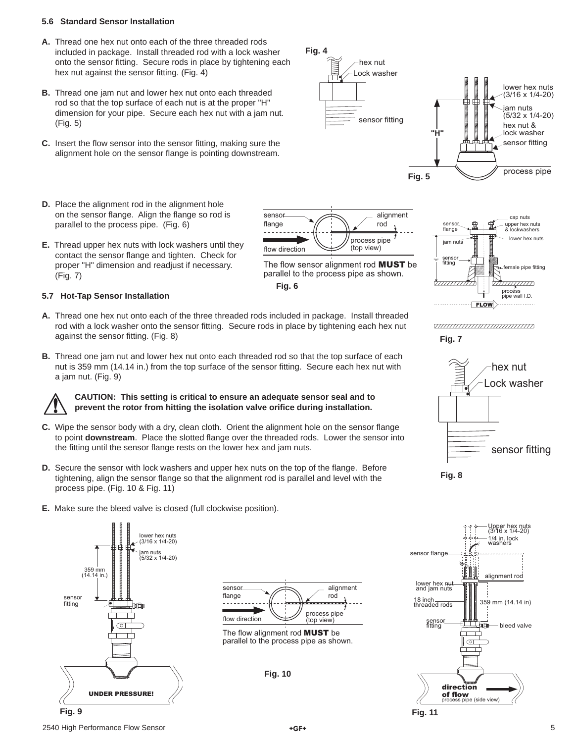### 5.6 Standard Sensor Installation

**A.** Thread one hex nut onto each of the three threaded rods included in package. Install threaded rod with a lock washer onto the sensor fitting. Secure rods in place by tightening each hex nut against the sensor fitting. (Fig. 4)

**B.** Thread one jam nut and lower hex nut onto each threaded rod so that the top surface of each nut is at the proper "H" dimension for your pipe. Secure each hex nut with a jam nut. (Fig. 5)

**C.** Insert the flow sensor into the sensor fitting, making sure the alignment hole on the sensor flange is pointing downstream.

**D.** Place the alignment rod in the alignment hole on the sensor flange. Align the flange so rod is parallel to the process pipe. (Fig. 6)

**E.** Thread upper hex nuts with lock washers until they contact the sensor flange and tighten. Check for proper "H" dimension and readjust if necessary. (Fig. 7)

Fig. 4

Fig. 5

The flow sensor alignment rod **MUST** be parallel to the process pipe as shown.

Fig. 6

Fig. 7

### 5.7 Hot-Tap Sensor Installation

**A.** Thread one hex nut onto each of the three threaded rods included in package. Install threaded rod with a lock washer onto the sensor fitting. Secure rods in place by tightening each hex nut against the sensor fitting. (Fig. 8)

**B.** Thread one jam nut and lower hex nut onto each threaded rod so that the top surface of each nut is 359 mm (14.14 in.) from the top surface of the sensor fitting. Secure each hex nut with a jam nut. (Fig. 9)

**CAUTION: This setting is critical to ensure an adequate sensor seal and to prevent the rotor from hitting the isolation valve orifice during installation.**

**C.** Wipe the sensor body with a dry, clean cloth. Orient the alignment hole on the sensor flange to point **downstream**. Place the slotted flange over the threaded rods. Lower the sensor into the fitting until the sensor flange rests on the lower hex and jam nuts.

**D.** Secure the sensor with lock washers and upper hex nuts on the top of the flange. Before tightening, align the sensor flange so that the alignment rod is parallel and level with the process pipe. (Fig. 10 & Fig. 11)

**E.** Make sure the bleed valve is closed (full clockwise position).

Fig. 8

Fig. 9

The flow alignment rod **MUST** be parallel to the process pipe as shown.

Fig. 10

Fig. 11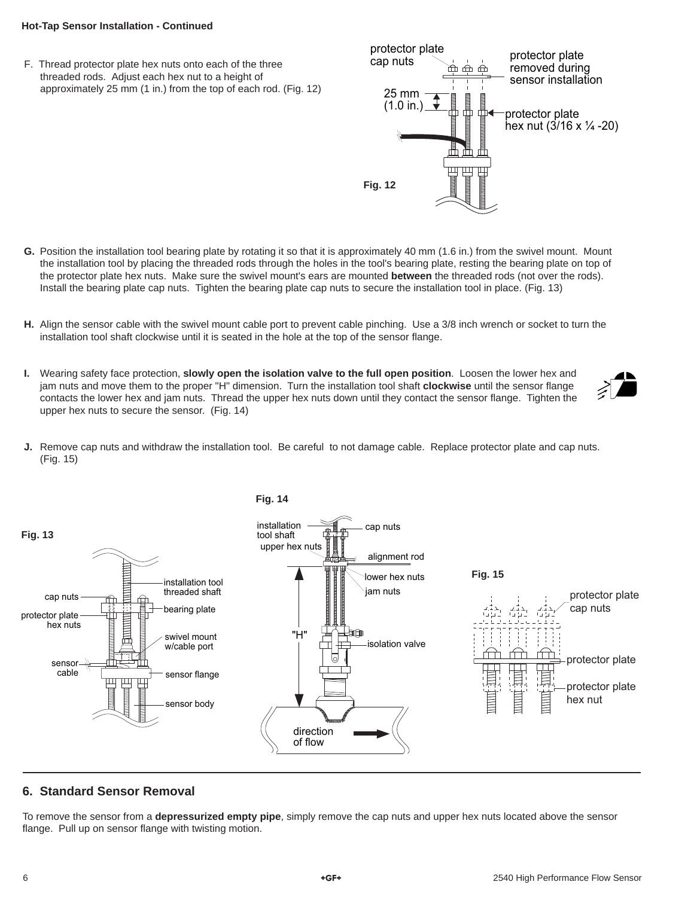**Hot-Tap Sensor Installation - Continued**

F. Thread protector plate hex nuts onto each of the three threaded rods. Adjust each hex nut to a height of approximately 25 mm (1 in.) from the top of each rod. (Fig. 12)

protector plate cap nuts

protector plate removed during sensor installation

25 mm (1.0 in.)

protector plate hex nut (3/16 x ¼ -20)

**Fig. 12**

**G.** Position the installation tool bearing plate by rotating it so that it is approximately 40 mm (1.6 in.) from the swivel mount. Mount the installation tool by placing the threaded rods through the holes in the tool's bearing plate, resting the bearing plate on top of the protector plate hex nuts. Make sure the swivel mount's ears are mounted **between** the threaded rods (not over the rods). Install the bearing plate cap nuts. Tighten the bearing plate cap nuts to secure the installation tool in place. (Fig. 13)

**H.** Align the sensor cable with the swivel mount cable port to prevent cable pinching. Use a 3/8 inch wrench or socket to turn the installation tool shaft clockwise until it is seated in the hole at the top of the sensor flange.

**I.** Wearing safety face protection, **slowly open the isolation valve to the full open position**. Loosen the lower hex and jam nuts and move them to the proper "H" dimension. Turn the installation tool shaft **clockwise** until the sensor flange contacts the lower hex and jam nuts. Thread the upper hex nuts down until they contact the sensor flange. Tighten the upper hex nuts to secure the sensor. (Fig. 14)

**J.** Remove cap nuts and withdraw the installation tool. Be careful to not damage cable. Replace protector plate and cap nuts. (Fig. 15)

**Fig. 13**

cap nuts, protector plate hex nuts, sensor cable, installation tool threaded shaft, bearing plate, swivel mount w/cable port, sensor flange, sensor body

**Fig. 14**

installation tool shaft, upper hex nuts, cap nuts, alignment rod, lower hex nuts, jam nuts, "H", isolation valve, direction of flow

**Fig. 15**

protector plate cap nuts, protector plate, protector plate hex nut

## 6. Standard Sensor Removal

To remove the sensor from a **depressurized empty pipe**, simply remove the cap nuts and upper hex nuts located above the sensor flange. Pull up on sensor flange with twisting motion.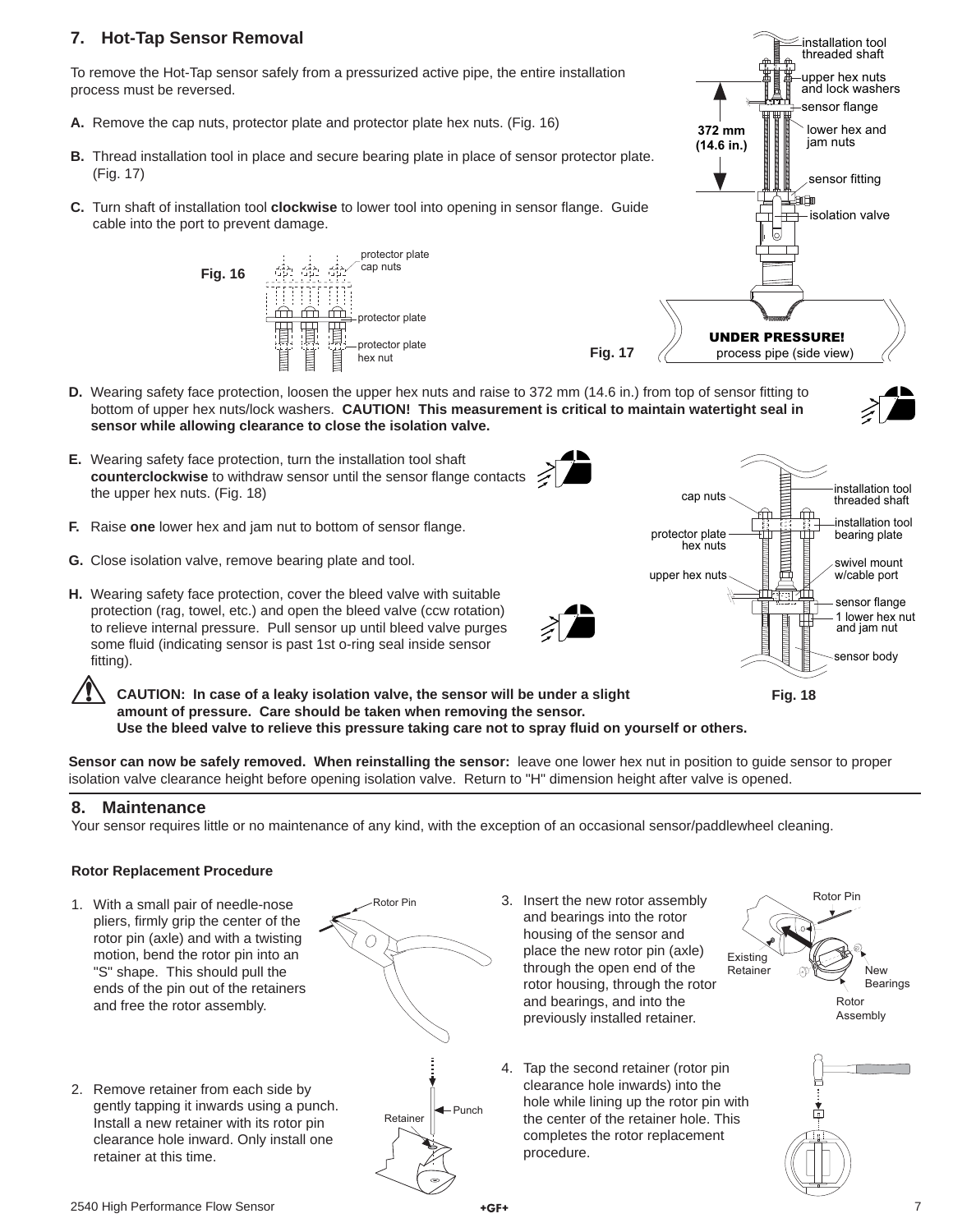## 7. Hot-Tap Sensor Removal

To remove the Hot-Tap sensor safely from a pressurized active pipe, the entire installation process must be reversed.

**A.** Remove the cap nuts, protector plate and protector plate hex nuts. (Fig. 16)

**B.** Thread installation tool in place and secure bearing plate in place of sensor protector plate. (Fig. 17)

**C.** Turn shaft of installation tool **clockwise** to lower tool into opening in sensor flange. Guide cable into the port to prevent damage.

Fig. 16

Fig. 17

**D.** Wearing safety face protection, loosen the upper hex nuts and raise to 372 mm (14.6 in.) from top of sensor fitting to bottom of upper hex nuts/lock washers. **CAUTION! This measurement is critical to maintain watertight seal in sensor while allowing clearance to close the isolation valve.**

**E.** Wearing safety face protection, turn the installation tool shaft **counterclockwise** to withdraw sensor until the sensor flange contacts the upper hex nuts. (Fig. 18)

**F.** Raise **one** lower hex and jam nut to bottom of sensor flange.

**G.** Close isolation valve, remove bearing plate and tool.

**H.** Wearing safety face protection, cover the bleed valve with suitable protection (rag, towel, etc.) and open the bleed valve (ccw rotation) to relieve internal pressure. Pull sensor up until bleed valve purges some fluid (indicating sensor is past 1st o-ring seal inside sensor fitting).

Fig. 18

**CAUTION: In case of a leaky isolation valve, the sensor will be under a slight amount of pressure. Care should be taken when removing the sensor. Use the bleed valve to relieve this pressure taking care not to spray fluid on yourself or others.**

**Sensor can now be safely removed. When reinstalling the sensor:** leave one lower hex nut in position to guide sensor to proper isolation valve clearance height before opening isolation valve. Return to "H" dimension height after valve is opened.

## 8. Maintenance

Your sensor requires little or no maintenance of any kind, with the exception of an occasional sensor/paddlewheel cleaning.

### Rotor Replacement Procedure

1. With a small pair of needle-nose pliers, firmly grip the center of the rotor pin (axle) and with a twisting motion, bend the rotor pin into an "S" shape. This should pull the ends of the pin out of the retainers and free the rotor assembly.

2. Remove retainer from each side by gently tapping it inwards using a punch. Install a new retainer with its rotor pin clearance hole inward. Only install one retainer at this time.

3. Insert the new rotor assembly and bearings into the rotor housing of the sensor and place the new rotor pin (axle) through the open end of the rotor housing, through the rotor and bearings, and into the previously installed retainer.

4. Tap the second retainer (rotor pin clearance hole inwards) into the hole while lining up the rotor pin with the center of the retainer hole. This completes the rotor replacement procedure.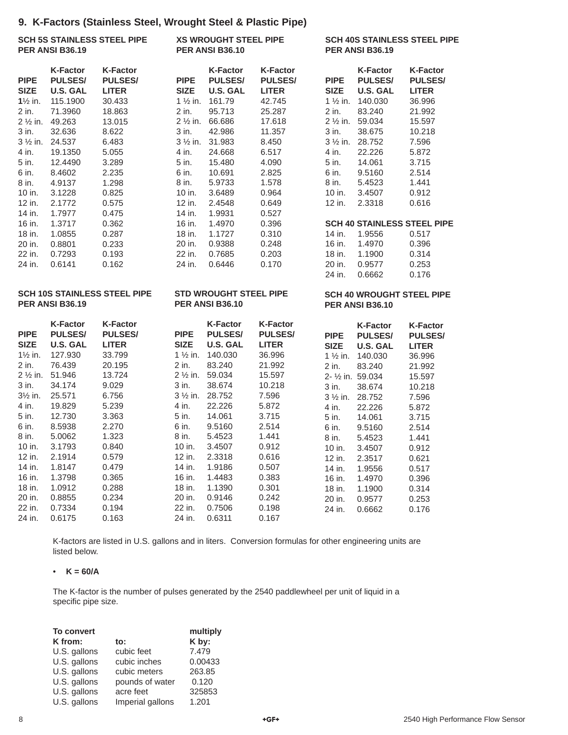## 9. K-Factors (Stainless Steel, Wrought Steel & Plastic Pipe)

### SCH 5S STAINLESS STEEL PIPE PER ANSI B36.19

| PIPE SIZE | K-Factor PULSES/ U.S. GAL | K-Factor PULSES/ LITER |
|---|---|---|
| 1½ in. | 115.1900 | 30.433 |
| 2 in. | 71.3960 | 18.863 |
| 2 ½ in. | 49.263 | 13.015 |
| 3 in. | 32.636 | 8.622 |
| 3 ½ in. | 24.537 | 6.483 |
| 4 in. | 19.1350 | 5.055 |
| 5 in. | 12.4490 | 3.289 |
| 6 in. | 8.4602 | 2.235 |
| 8 in. | 4.9137 | 1.298 |
| 10 in. | 3.1228 | 0.825 |
| 12 in. | 2.1772 | 0.575 |
| 14 in. | 1.7977 | 0.475 |
| 16 in. | 1.3717 | 0.362 |
| 18 in. | 1.0855 | 0.287 |
| 20 in. | 0.8801 | 0.233 |
| 22 in. | 0.7293 | 0.193 |
| 24 in. | 0.6141 | 0.162 |

### XS WROUGHT STEEL PIPE PER ANSI B36.10

| PIPE SIZE | K-Factor PULSES/ U.S. GAL | K-Factor PULSES/ LITER |
|---|---|---|
| 1 ½ in. | 161.79 | 42.745 |
| 2 in. | 95.713 | 25.287 |
| 2 ½ in. | 66.686 | 17.618 |
| 3 in. | 42.986 | 11.357 |
| 3 ½ in. | 31.983 | 8.450 |
| 4 in. | 24.668 | 6.517 |
| 5 in. | 15.480 | 4.090 |
| 6 in. | 10.691 | 2.825 |
| 8 in. | 5.9733 | 1.578 |
| 10 in. | 3.6489 | 0.964 |
| 12 in. | 2.4548 | 0.649 |
| 14 in. | 1.9931 | 0.527 |
| 16 in. | 1.4970 | 0.396 |
| 18 in. | 1.1727 | 0.310 |
| 20 in. | 0.9388 | 0.248 |
| 22 in. | 0.7685 | 0.203 |
| 24 in. | 0.6446 | 0.170 |

### SCH 40S STAINLESS STEEL PIPE PER ANSI B36.19

| PIPE SIZE | K-Factor PULSES/ U.S. GAL | K-Factor PULSES/ LITER |
|---|---|---|
| 1 ½ in. | 140.030 | 36.996 |
| 2 in. | 83.240 | 21.992 |
| 2 ½ in. | 59.034 | 15.597 |
| 3 in. | 38.675 | 10.218 |
| 3 ½ in. | 28.752 | 7.596 |
| 4 in. | 22.226 | 5.872 |
| 5 in. | 14.061 | 3.715 |
| 6 in. | 9.5160 | 2.514 |
| 8 in. | 5.4523 | 1.441 |
| 10 in. | 3.4507 | 0.912 |
| 12 in. | 2.3318 | 0.616 |
| **SCH 40 STAINLESS STEEL PIPE** | | |
| 14 in. | 1.9556 | 0.517 |
| 16 in. | 1.4970 | 0.396 |
| 18 in. | 1.1900 | 0.314 |
| 20 in. | 0.9577 | 0.253 |
| 24 in. | 0.6662 | 0.176 |

### SCH 10S STAINLESS STEEL PIPE PER ANSI B36.19

| PIPE SIZE | K-Factor PULSES/ U.S. GAL | K-Factor PULSES/ LITER |
|---|---|---|
| 1½ in. | 127.930 | 33.799 |
| 2 in. | 76.439 | 20.195 |
| 2 ½ in. | 51.946 | 13.724 |
| 3 in. | 34.174 | 9.029 |
| 3½ in. | 25.571 | 6.756 |
| 4 in. | 19.829 | 5.239 |
| 5 in. | 12.730 | 3.363 |
| 6 in. | 8.5938 | 2.270 |
| 8 in. | 5.0062 | 1.323 |
| 10 in. | 3.1793 | 0.840 |
| 12 in. | 2.1914 | 0.579 |
| 14 in. | 1.8147 | 0.479 |
| 16 in. | 1.3798 | 0.365 |
| 18 in. | 1.0912 | 0.288 |
| 20 in. | 0.8855 | 0.234 |
| 22 in. | 0.7334 | 0.194 |
| 24 in. | 0.6175 | 0.163 |

### STD WROUGHT STEEL PIPE PER ANSI B36.10

| PIPE SIZE | K-Factor PULSES/ U.S. GAL | K-Factor PULSES/ LITER |
|---|---|---|
| 1 ½ in. | 140.030 | 36.996 |
| 2 in. | 83.240 | 21.992 |
| 2 ½ in. | 59.034 | 15.597 |
| 3 in. | 38.674 | 10.218 |
| 3 ½ in. | 28.752 | 7.596 |
| 4 in. | 22.226 | 5.872 |
| 5 in. | 14.061 | 3.715 |
| 6 in. | 9.5160 | 2.514 |
| 8 in. | 5.4523 | 1.441 |
| 10 in. | 3.4507 | 0.912 |
| 12 in. | 2.3318 | 0.616 |
| 14 in. | 1.9186 | 0.507 |
| 16 in. | 1.4483 | 0.383 |
| 18 in. | 1.1390 | 0.301 |
| 20 in. | 0.9146 | 0.242 |
| 22 in. | 0.7506 | 0.198 |
| 24 in. | 0.6311 | 0.167 |

### SCH 40 WROUGHT STEEL PIPE PER ANSI B36.10

| PIPE SIZE | K-Factor PULSES/ U.S. GAL | K-Factor PULSES/ LITER |
|---|---|---|
| 1 ½ in. | 140.030 | 36.996 |
| 2 in. | 83.240 | 21.992 |
| 2- ½ in. | 59.034 | 15.597 |
| 3 in. | 38.674 | 10.218 |
| 3 ½ in. | 28.752 | 7.596 |
| 4 in. | 22.226 | 5.872 |
| 5 in. | 14.061 | 3.715 |
| 6 in. | 9.5160 | 2.514 |
| 8 in. | 5.4523 | 1.441 |
| 10 in. | 3.4507 | 0.912 |
| 12 in. | 2.3517 | 0.621 |
| 14 in. | 1.9556 | 0.517 |
| 16 in. | 1.4970 | 0.396 |
| 18 in. | 1.1900 | 0.314 |
| 20 in. | 0.9577 | 0.253 |
| 24 in. | 0.6662 | 0.176 |

K-factors are listed in U.S. gallons and in liters. Conversion formulas for other engineering units are listed below.

- **K = 60/A**

The K-factor is the number of pulses generated by the 2540 paddlewheel per unit of liquid in a specific pipe size.

| To convert K from: | to: | multiply K by: |
|---|---|---|
| U.S. gallons | cubic feet | 7.479 |
| U.S. gallons | cubic inches | 0.00433 |
| U.S. gallons | cubic meters | 263.85 |
| U.S. gallons | pounds of water | 0.120 |
| U.S. gallons | acre feet | 325853 |
| U.S. gallons | Imperial gallons | 1.201 |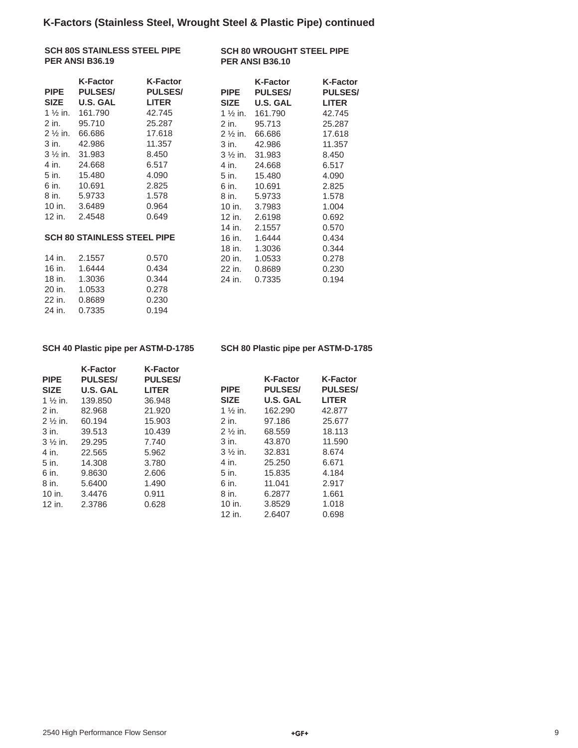## K-Factors (Stainless Steel, Wrought Steel & Plastic Pipe) continued

### SCH 80S STAINLESS STEEL PIPE PER ANSI B36.19

| PIPE SIZE | K-Factor PULSES/ U.S. GAL | K-Factor PULSES/ LITER |
|---|---|---|
| 1 ½ in. | 161.790 | 42.745 |
| 2 in. | 95.710 | 25.287 |
| 2 ½ in. | 66.686 | 17.618 |
| 3 in. | 42.986 | 11.357 |
| 3 ½ in. | 31.983 | 8.450 |
| 4 in. | 24.668 | 6.517 |
| 5 in. | 15.480 | 4.090 |
| 6 in. | 10.691 | 2.825 |
| 8 in. | 5.9733 | 1.578 |
| 10 in. | 3.6489 | 0.964 |
| 12 in. | 2.4548 | 0.649 |

### SCH 80 STAINLESS STEEL PIPE

| PIPE SIZE | K-Factor PULSES/ U.S. GAL | K-Factor PULSES/ LITER |
|---|---|---|
| 14 in. | 2.1557 | 0.570 |
| 16 in. | 1.6444 | 0.434 |
| 18 in. | 1.3036 | 0.344 |
| 20 in. | 1.0533 | 0.278 |
| 22 in. | 0.8689 | 0.230 |
| 24 in. | 0.7335 | 0.194 |

### SCH 80 WROUGHT STEEL PIPE PER ANSI B36.10

| PIPE SIZE | K-Factor PULSES/ U.S. GAL | K-Factor PULSES/ LITER |
|---|---|---|
| 1 ½ in. | 161.790 | 42.745 |
| 2 in. | 95.713 | 25.287 |
| 2 ½ in. | 66.686 | 17.618 |
| 3 in. | 42.986 | 11.357 |
| 3 ½ in. | 31.983 | 8.450 |
| 4 in. | 24.668 | 6.517 |
| 5 in. | 15.480 | 4.090 |
| 6 in. | 10.691 | 2.825 |
| 8 in. | 5.9733 | 1.578 |
| 10 in. | 3.7983 | 1.004 |
| 12 in. | 2.6198 | 0.692 |
| 14 in. | 2.1557 | 0.570 |
| 16 in. | 1.6444 | 0.434 |
| 18 in. | 1.3036 | 0.344 |
| 20 in. | 1.0533 | 0.278 |
| 22 in. | 0.8689 | 0.230 |
| 24 in. | 0.7335 | 0.194 |

### SCH 40 Plastic pipe per ASTM-D-1785

| PIPE SIZE | K-Factor PULSES/ U.S. GAL | K-Factor PULSES/ LITER |
|---|---|---|
| 1 ½ in. | 139.850 | 36.948 |
| 2 in. | 82.968 | 21.920 |
| 2 ½ in. | 60.194 | 15.903 |
| 3 in. | 39.513 | 10.439 |
| 3 ½ in. | 29.295 | 7.740 |
| 4 in. | 22.565 | 5.962 |
| 5 in. | 14.308 | 3.780 |
| 6 in. | 9.8630 | 2.606 |
| 8 in. | 5.6400 | 1.490 |
| 10 in. | 3.4476 | 0.911 |
| 12 in. | 2.3786 | 0.628 |

### SCH 80 Plastic pipe per ASTM-D-1785

| PIPE SIZE | K-Factor PULSES/ U.S. GAL | K-Factor PULSES/ LITER |
|---|---|---|
| 1 ½ in. | 162.290 | 42.877 |
| 2 in. | 97.186 | 25.677 |
| 2 ½ in. | 68.559 | 18.113 |
| 3 in. | 43.870 | 11.590 |
| 3 ½ in. | 32.831 | 8.674 |
| 4 in. | 25.250 | 6.671 |
| 5 in. | 15.835 | 4.184 |
| 6 in. | 11.041 | 2.917 |
| 8 in. | 6.2877 | 1.661 |
| 10 in. | 3.8529 | 1.018 |
| 12 in. | 2.6407 | 0.698 |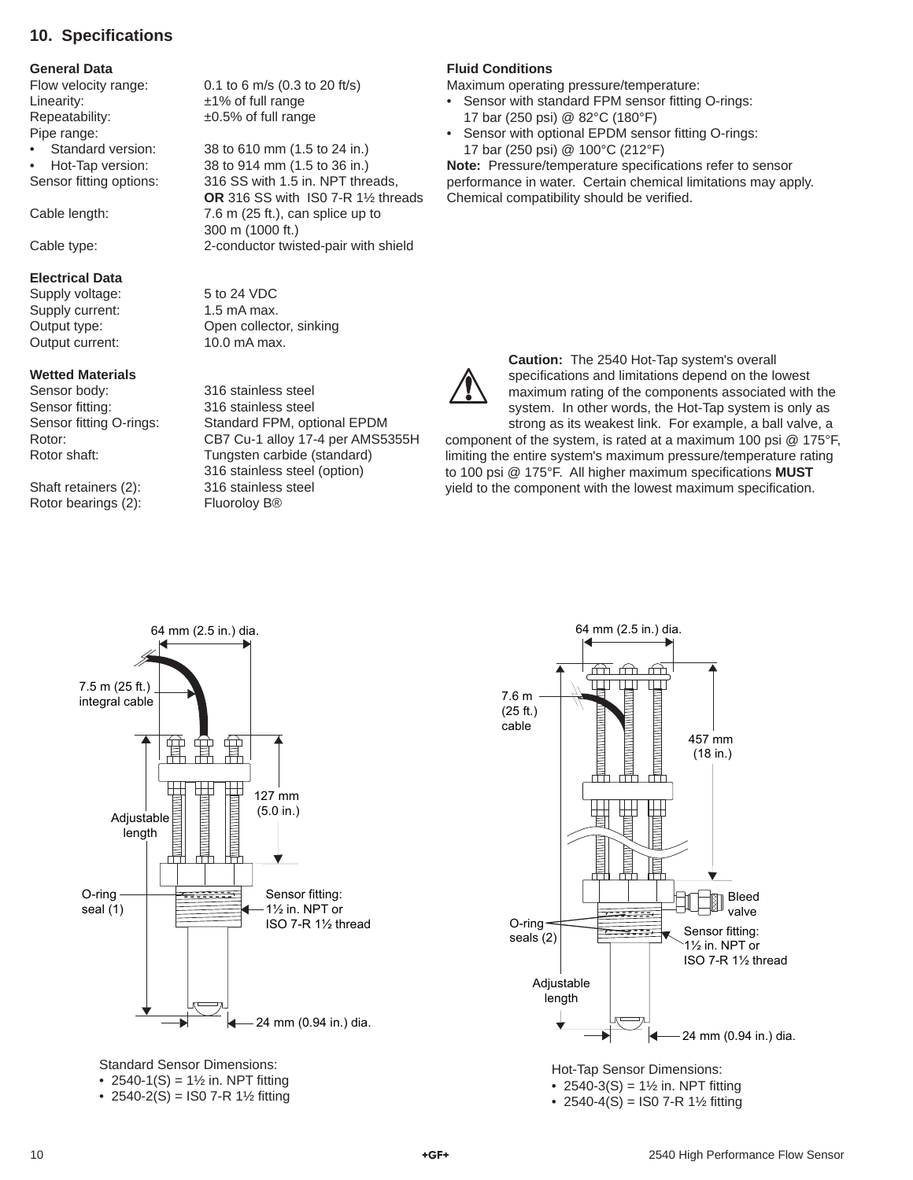## 10. Specifications

### General Data

| | |
|---|---|
| Flow velocity range: | 0.1 to 6 m/s (0.3 to 20 ft/s) |
| Linearity: | ±1% of full range |
| Repeatability: | ±0.5% of full range |
| Pipe range: | |
| • Standard version: | 38 to 610 mm (1.5 to 24 in.) |
| • Hot-Tap version: | 38 to 914 mm (1.5 to 36 in.) |
| Sensor fitting options: | 316 SS with 1.5 in. NPT threads, **OR** 316 SS with IS0 7-R 1½ threads |
| Cable length: | 7.6 m (25 ft.), can splice up to 300 m (1000 ft.) |
| Cable type: | 2-conductor twisted-pair with shield |

### Electrical Data

| | |
|---|---|
| Supply voltage: | 5 to 24 VDC |
| Supply current: | 1.5 mA max. |
| Output type: | Open collector, sinking |
| Output current: | 10.0 mA max. |

### Wetted Materials

| | |
|---|---|
| Sensor body: | 316 stainless steel |
| Sensor fitting: | 316 stainless steel |
| Sensor fitting O-rings: | Standard FPM, optional EPDM |
| Rotor: | CB7 Cu-1 alloy 17-4 per AMS5355H |
| Rotor shaft: | Tungsten carbide (standard) 316 stainless steel (option) |
| Shaft retainers (2): | 316 stainless steel |
| Rotor bearings (2): | Fluoroloy B® |

### Fluid Conditions

Maximum operating pressure/temperature:

- Sensor with standard FPM sensor fitting O-rings: 17 bar (250 psi) @ 82°C (180°F)
- Sensor with optional EPDM sensor fitting O-rings: 17 bar (250 psi) @ 100°C (212°F)

**Note:** Pressure/temperature specifications refer to sensor performance in water. Certain chemical limitations may apply. Chemical compatibility should be verified.

**Caution:** The 2540 Hot-Tap system's overall specifications and limitations depend on the lowest maximum rating of the components associated with the system. In other words, the Hot-Tap system is only as strong as its weakest link. For example, a ball valve, a component of the system, is rated at a maximum 100 psi @ 175°F, limiting the entire system's maximum pressure/temperature rating to 100 psi @ 175°F. All higher maximum specifications **MUST** yield to the component with the lowest maximum specification.

64 mm (2.5 in.) dia.
7.5 m (25 ft.) integral cable
127 mm (5.0 in.)
Adjustable length
O-ring seal (1)
Sensor fitting: 1½ in. NPT or ISO 7-R 1½ thread
24 mm (0.94 in.) dia.

Standard Sensor Dimensions:

- 2540-1(S) = 1½ in. NPT fitting
- 2540-2(S) = IS0 7-R 1½ fitting

64 mm (2.5 in.) dia.
7.6 m (25 ft.) cable
457 mm (18 in.)
Bleed valve
O-ring seals (2)
Sensor fitting: 1½ in. NPT or ISO 7-R 1½ thread
Adjustable length
24 mm (0.94 in.) dia.

Hot-Tap Sensor Dimensions:

- 2540-3(S) = 1½ in. NPT fitting
- 2540-4(S) = IS0 7-R 1½ fitting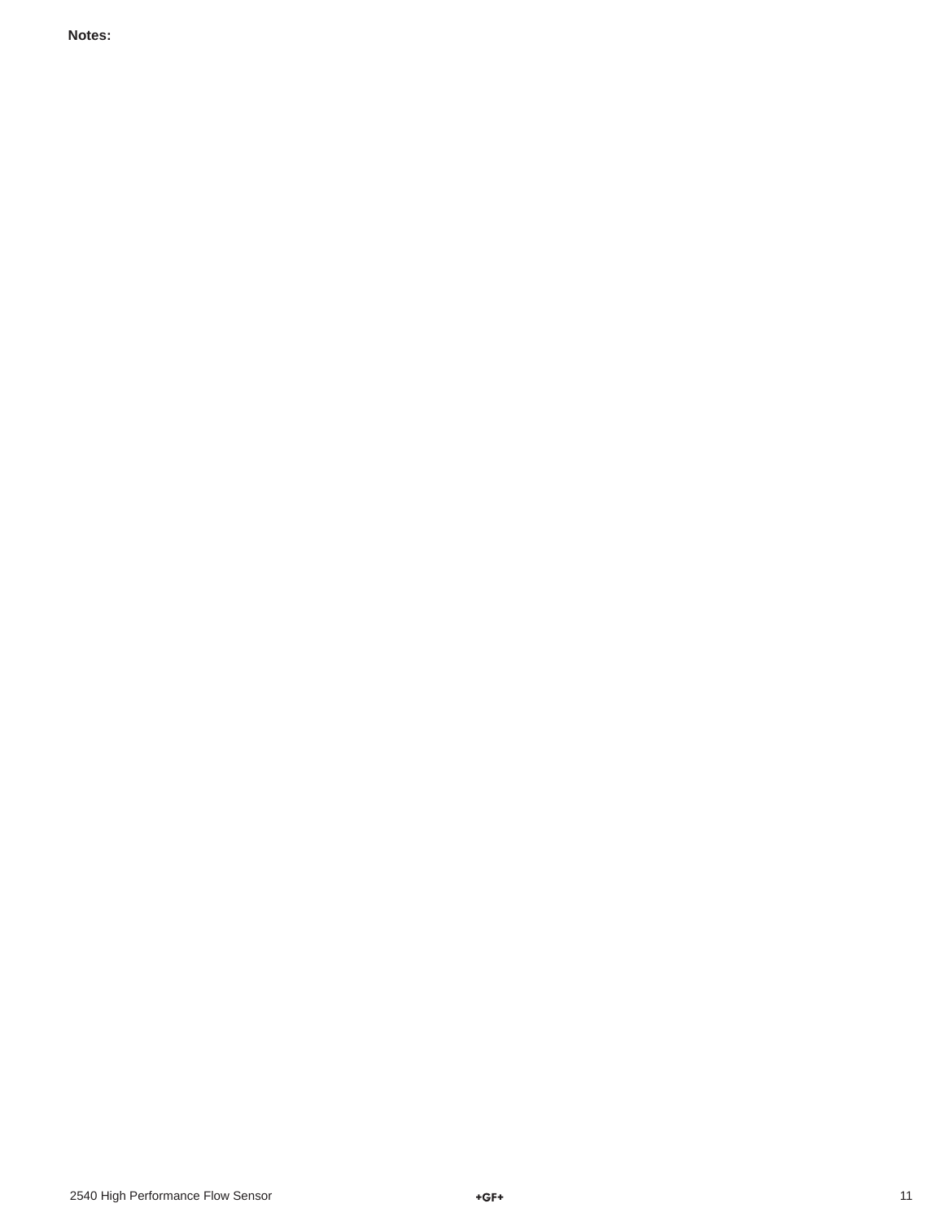**Notes:**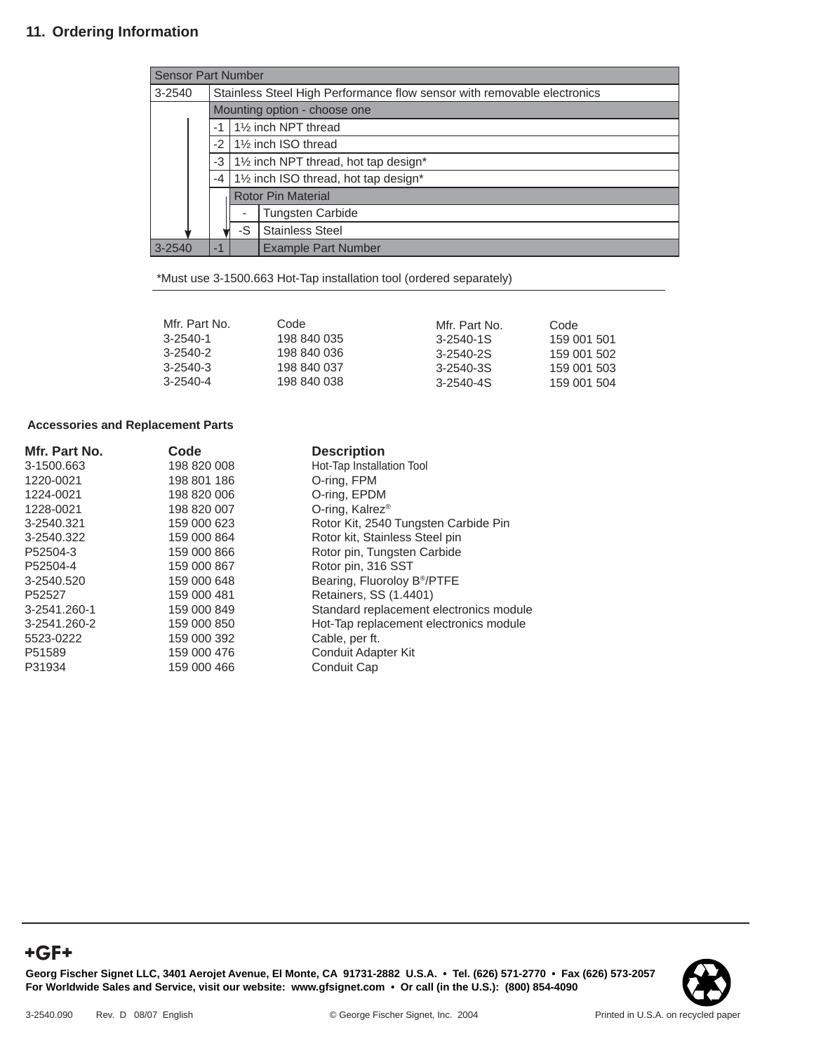## 11. Ordering Information

| Sensor Part Number | | | |
|---|---|---|---|
| 3-2540 | Stainless Steel High Performance flow sensor with removable electronics | | |
| | Mounting option - choose one | | |
| | -1 | 1½ inch NPT thread | |
| | -2 | 1½ inch ISO thread | |
| | -3 | 1½ inch NPT thread, hot tap design* | |
| | -4 | 1½ inch ISO thread, hot tap design* | |
| | | Rotor Pin Material | |
| | | - | Tungsten Carbide |
| | | -S | Stainless Steel |
| 3-2540 | -1 | | Example Part Number |

*Must use 3-1500.663 Hot-Tap installation tool (ordered separately)

| Mfr. Part No. | Code | Mfr. Part No. | Code |
|---|---|---|---|
| 3-2540-1 | 198 840 035 | 3-2540-1S | 159 001 501 |
| 3-2540-2 | 198 840 036 | 3-2540-2S | 159 001 502 |
| 3-2540-3 | 198 840 037 | 3-2540-3S | 159 001 503 |
| 3-2540-4 | 198 840 038 | 3-2540-4S | 159 001 504 |

### Accessories and Replacement Parts

| Mfr. Part No. | Code | Description |
|---|---|---|
| 3-1500.663 | 198 820 008 | Hot-Tap Installation Tool |
| 1220-0021 | 198 801 186 | O-ring, FPM |
| 1224-0021 | 198 820 006 | O-ring, EPDM |
| 1228-0021 | 198 820 007 | O-ring, Kalrez® |
| 3-2540.321 | 159 000 623 | Rotor Kit, 2540 Tungsten Carbide Pin |
| 3-2540.322 | 159 000 864 | Rotor kit, Stainless Steel pin |
| P52504-3 | 159 000 866 | Rotor pin, Tungsten Carbide |
| P52504-4 | 159 000 867 | Rotor pin, 316 SST |
| 3-2540.520 | 159 000 648 | Bearing, Fluoroloy B®/PTFE |
| P52527 | 159 000 481 | Retainers, SS (1.4401) |
| 3-2541.260-1 | 159 000 849 | Standard replacement electronics module |
| 3-2541.260-2 | 159 000 850 | Hot-Tap replacement electronics module |
| 5523-0222 | 159 000 392 | Cable, per ft. |
| P51589 | 159 000 476 | Conduit Adapter Kit |
| P31934 | 159 000 466 | Conduit Cap |

+GF+

**Georg Fischer Signet LLC, 3401 Aerojet Avenue, El Monte, CA 91731-2882 U.S.A. • Tel. (626) 571-2770 • Fax (626) 573-2057**
**For Worldwide Sales and Service, visit our website: www.gfsignet.com • Or call (in the U.S.): (800) 854-4090**

3-2540.090 Rev. D 08/07 English © George Fischer Signet, Inc. 2004 Printed in U.S.A. on recycled paper